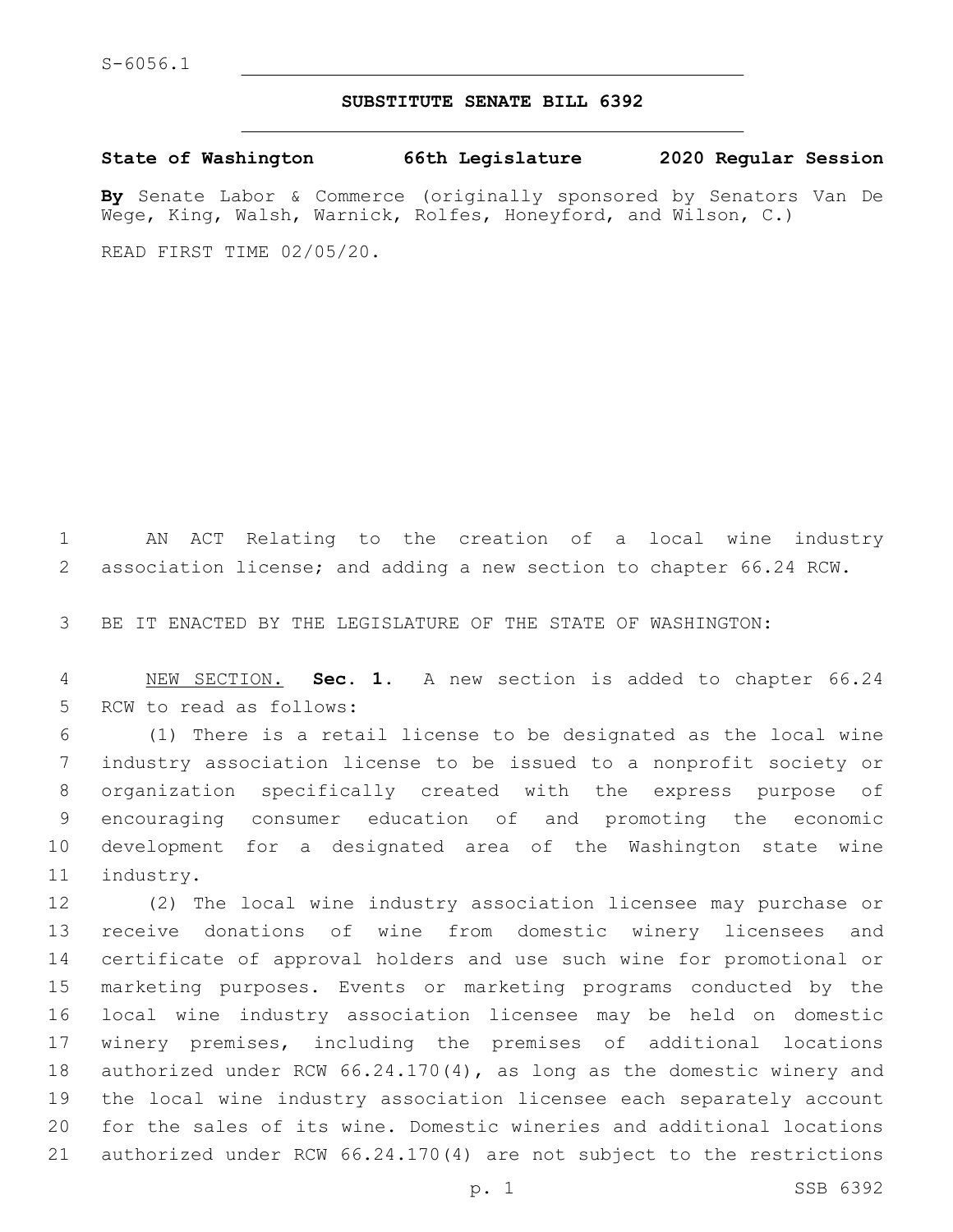S-6056.1

# SUBSTITUTE SENATE BILL 6392

**State of Washington 66th Legislature 2020 Regular Session**

**By** Senate Labor & Commerce (originally sponsored by Senators Van De Wege, King, Walsh, Warnick, Rolfes, Honeyford, and Wilson, C.)

READ FIRST TIME 02/05/20.

AN ACT Relating to the creation of a local wine industry association license; and adding a new section to chapter 66.24 RCW.

BE IT ENACTED BY THE LEGISLATURE OF THE STATE OF WASHINGTON:

NEW SECTION. **Sec. 1.** A new section is added to chapter 66.24 RCW to read as follows:

(1) There is a retail license to be designated as the local wine industry association license to be issued to a nonprofit society or organization specifically created with the express purpose of encouraging consumer education of and promoting the economic development for a designated area of the Washington state wine industry.

(2) The local wine industry association licensee may purchase or receive donations of wine from domestic winery licensees and certificate of approval holders and use such wine for promotional or marketing purposes. Events or marketing programs conducted by the local wine industry association licensee may be held on domestic winery premises, including the premises of additional locations authorized under RCW 66.24.170(4), as long as the domestic winery and the local wine industry association licensee each separately account for the sales of its wine. Domestic wineries and additional locations authorized under RCW 66.24.170(4) are not subject to the restrictions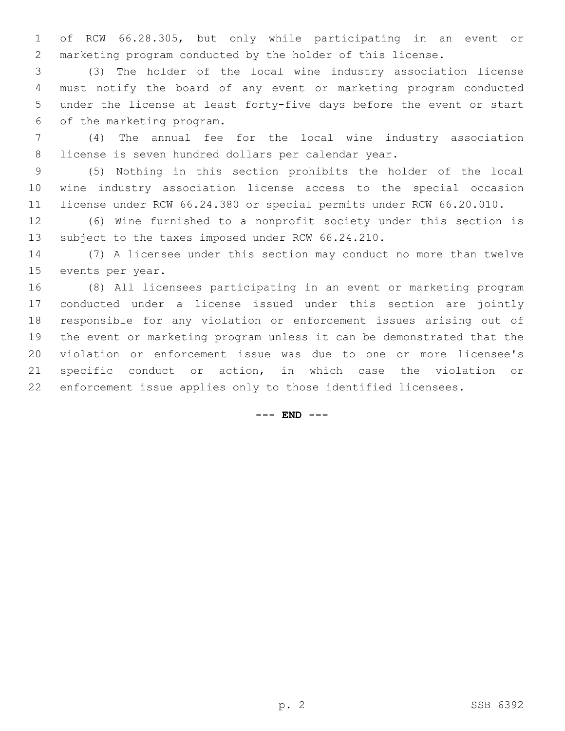of RCW 66.28.305, but only while participating in an event or marketing program conducted by the holder of this license.

(3) The holder of the local wine industry association license must notify the board of any event or marketing program conducted under the license at least forty-five days before the event or start of the marketing program.

(4) The annual fee for the local wine industry association license is seven hundred dollars per calendar year.

(5) Nothing in this section prohibits the holder of the local wine industry association license access to the special occasion license under RCW 66.24.380 or special permits under RCW 66.20.010.

(6) Wine furnished to a nonprofit society under this section is subject to the taxes imposed under RCW 66.24.210.

(7) A licensee under this section may conduct no more than twelve events per year.

(8) All licensees participating in an event or marketing program conducted under a license issued under this section are jointly responsible for any violation or enforcement issues arising out of the event or marketing program unless it can be demonstrated that the violation or enforcement issue was due to one or more licensee's specific conduct or action, in which case the violation or enforcement issue applies only to those identified licensees.

**--- END ---**